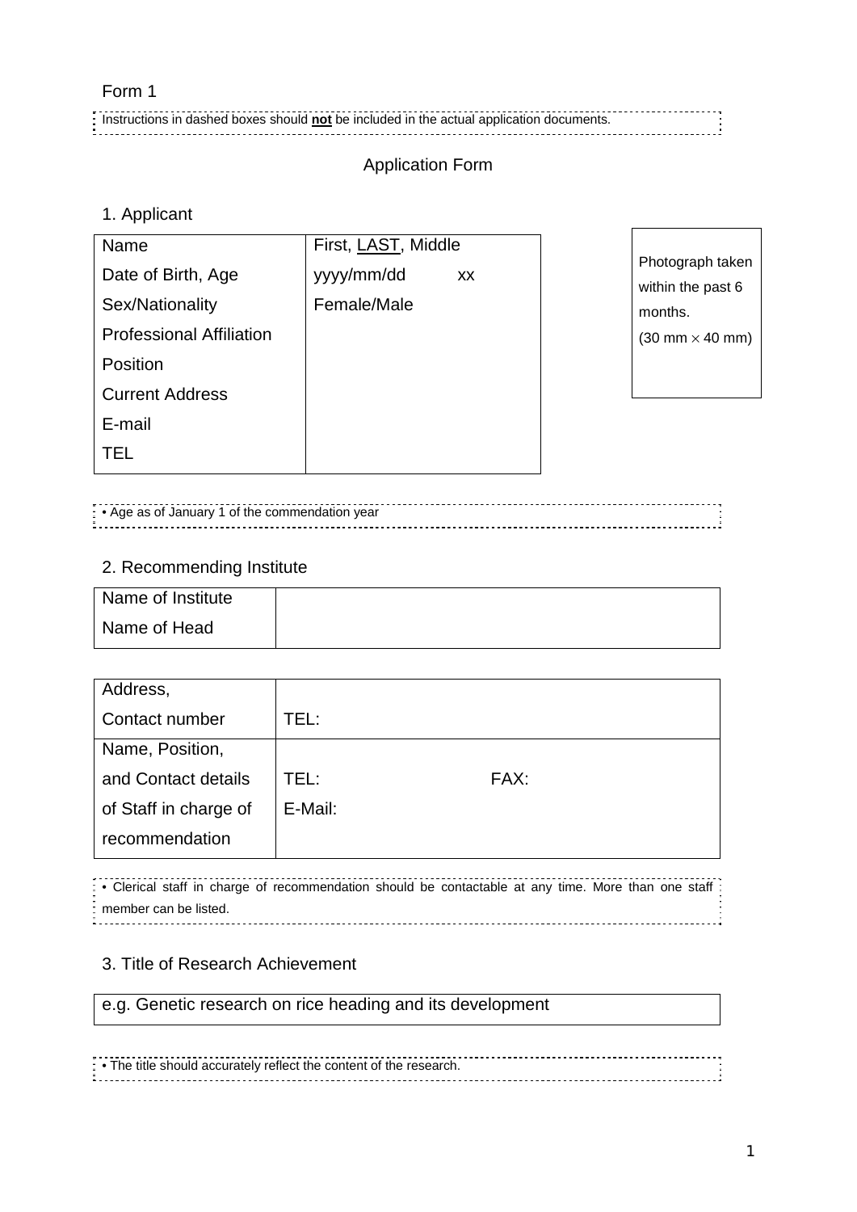Form 1

Instructions in dashed boxes should **not** be included in the actual application documents.

## Application Form

### 1. Applicant

| Name | First, LAST, Middle |
|---|---|
| Date of Birth, Age | yyyy/mm/dd xx |
| Sex/Nationality | Female/Male |
| Professional Affiliation | |
| Position | |
| Current Address | |
| E-mail | |
| TEL | |

Photograph taken within the past 6 months. (30 mm × 40 mm)

• Age as of January 1 of the commendation year

### 2. Recommending Institute

| Name of Institute | |
|---|---|
| Name of Head | |

| Address, Contact number | TEL: |
|---|---|
| Name, Position, and Contact details of Staff in charge of recommendation | TEL: FAX: E-Mail: |

• Clerical staff in charge of recommendation should be contactable at any time. More than one staff member can be listed.

### 3. Title of Research Achievement

| e.g. Genetic research on rice heading and its development |
|---|

• The title should accurately reflect the content of the research.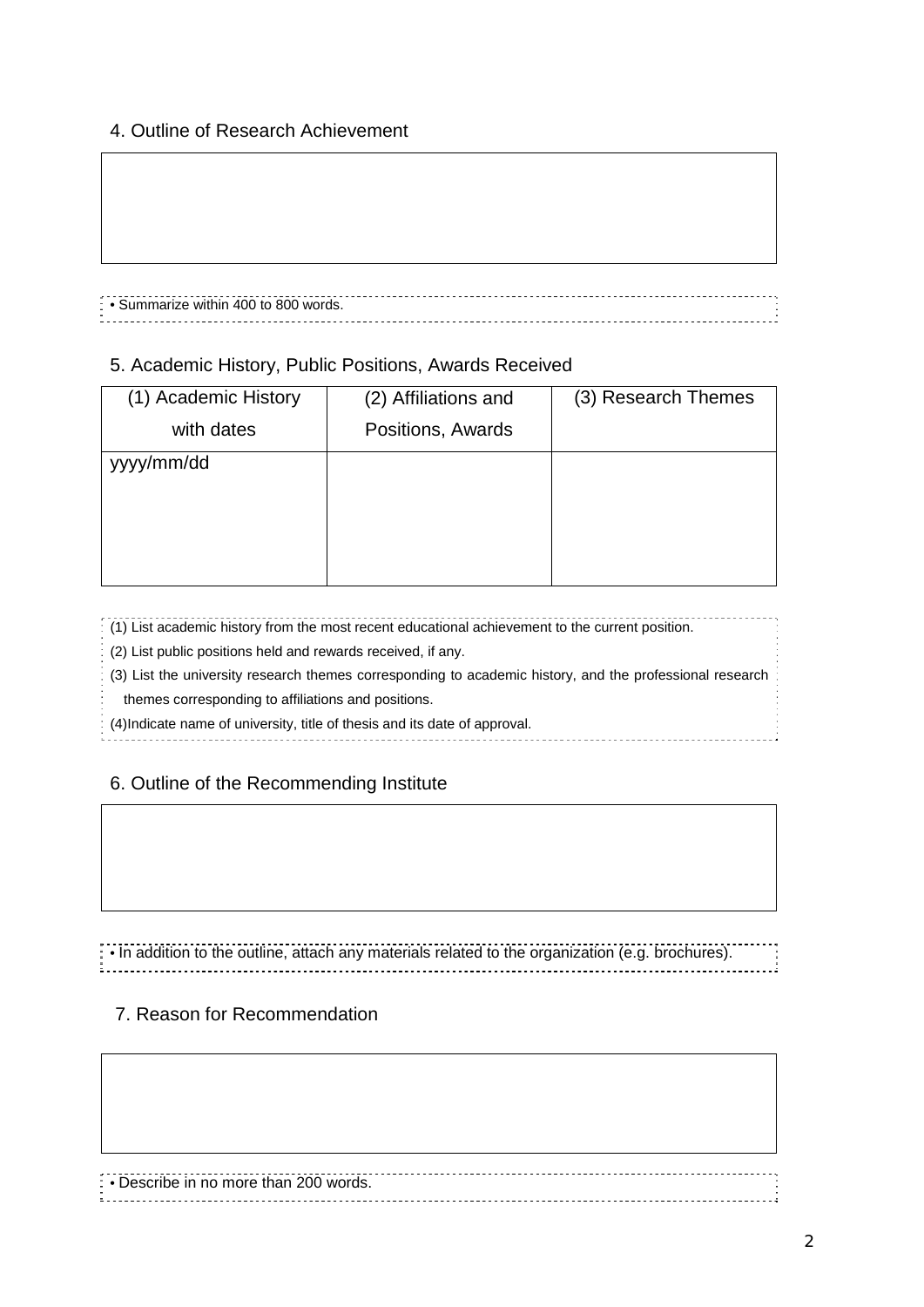## 4. Outline of Research Achievement

• Summarize within 400 to 800 words.

## 5. Academic History, Public Positions, Awards Received

| (1) Academic History with dates | (2) Affiliations and Positions, Awards | (3) Research Themes |
|---|---|---|
| yyyy/mm/dd | | |

(1) List academic history from the most recent educational achievement to the current position.

(2) List public positions held and rewards received, if any.

(3) List the university research themes corresponding to academic history, and the professional research themes corresponding to affiliations and positions.

(4)Indicate name of university, title of thesis and its date of approval.

## 6. Outline of the Recommending Institute

• In addition to the outline, attach any materials related to the organization (e.g. brochures).

## 7. Reason for Recommendation

• Describe in no more than 200 words.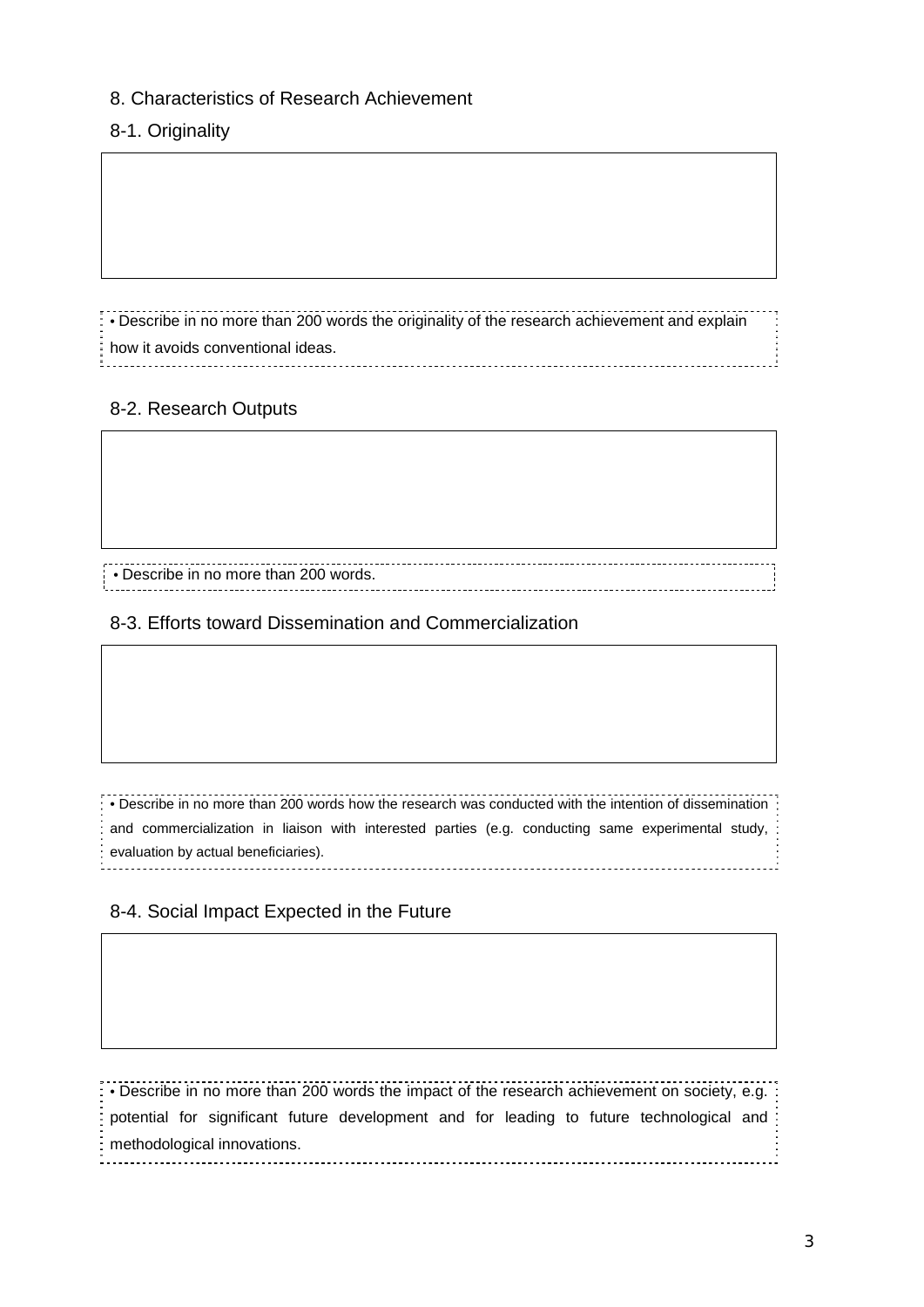## 8. Characteristics of Research Achievement

### 8-1. Originality

• Describe in no more than 200 words the originality of the research achievement and explain how it avoids conventional ideas.

### 8-2. Research Outputs

• Describe in no more than 200 words.

### 8-3. Efforts toward Dissemination and Commercialization

• Describe in no more than 200 words how the research was conducted with the intention of dissemination and commercialization in liaison with interested parties (e.g. conducting same experimental study, evaluation by actual beneficiaries).

### 8-4. Social Impact Expected in the Future

• Describe in no more than 200 words the impact of the research achievement on society, e.g. potential for significant future development and for leading to future technological and methodological innovations.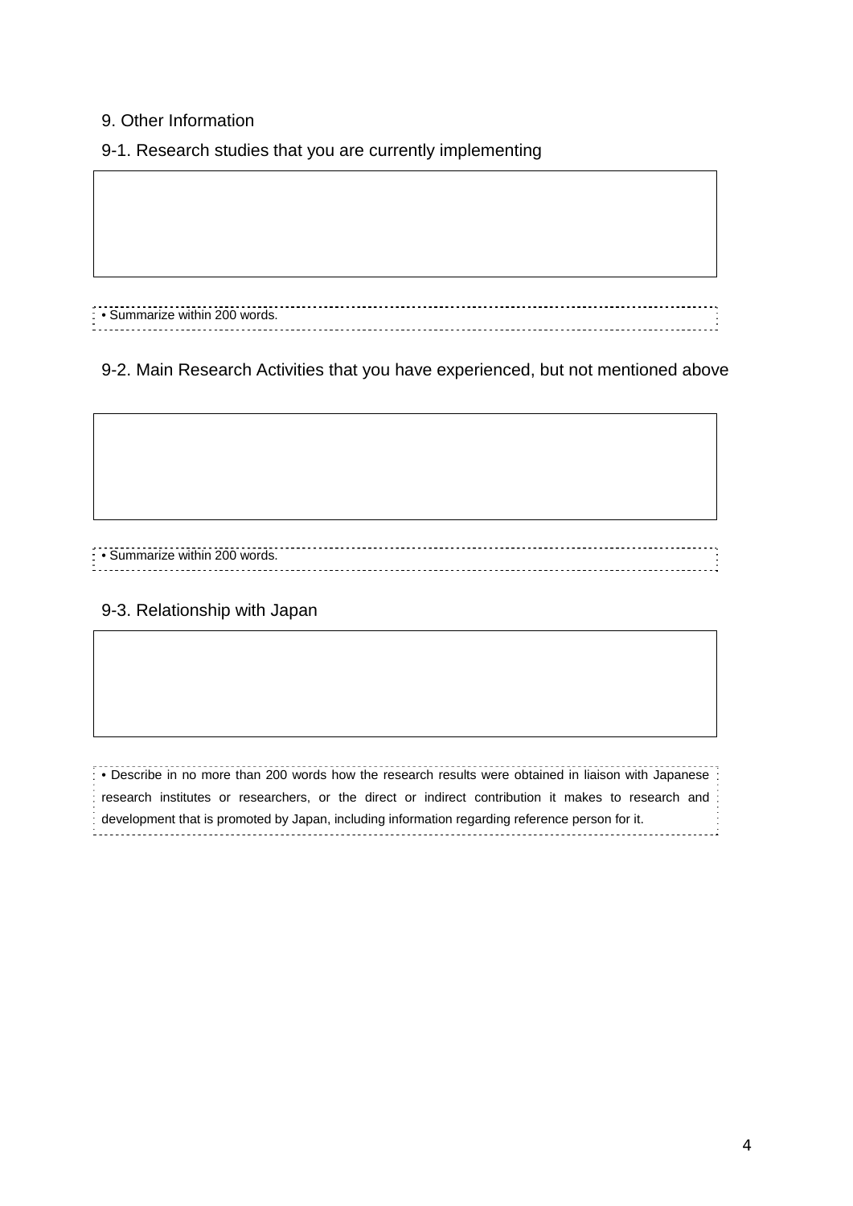## 9. Other Information

### 9-1. Research studies that you are currently implementing

|  |
|---|
|  |

• Summarize within 200 words.

### 9-2. Main Research Activities that you have experienced, but not mentioned above

|  |
|---|
|  |

• Summarize within 200 words.

### 9-3. Relationship with Japan

|  |
|---|
|  |

• Describe in no more than 200 words how the research results were obtained in liaison with Japanese research institutes or researchers, or the direct or indirect contribution it makes to research and development that is promoted by Japan, including information regarding reference person for it.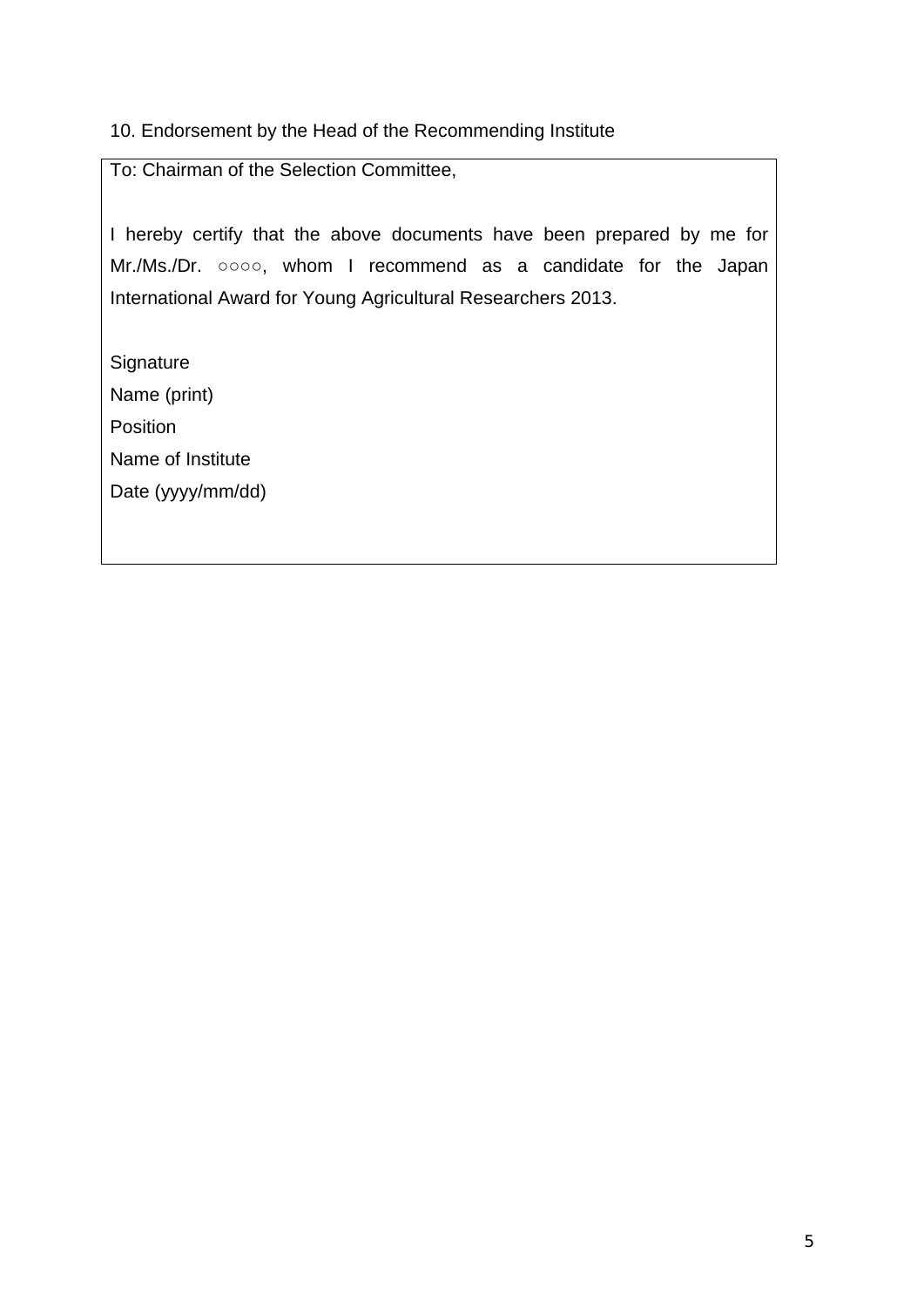10. Endorsement by the Head of the Recommending Institute

To: Chairman of the Selection Committee,

I hereby certify that the above documents have been prepared by me for Mr./Ms./Dr. ○○○○, whom I recommend as a candidate for the Japan International Award for Young Agricultural Researchers 2013.

Signature

Name (print)

Position

Name of Institute

Date (yyyy/mm/dd)